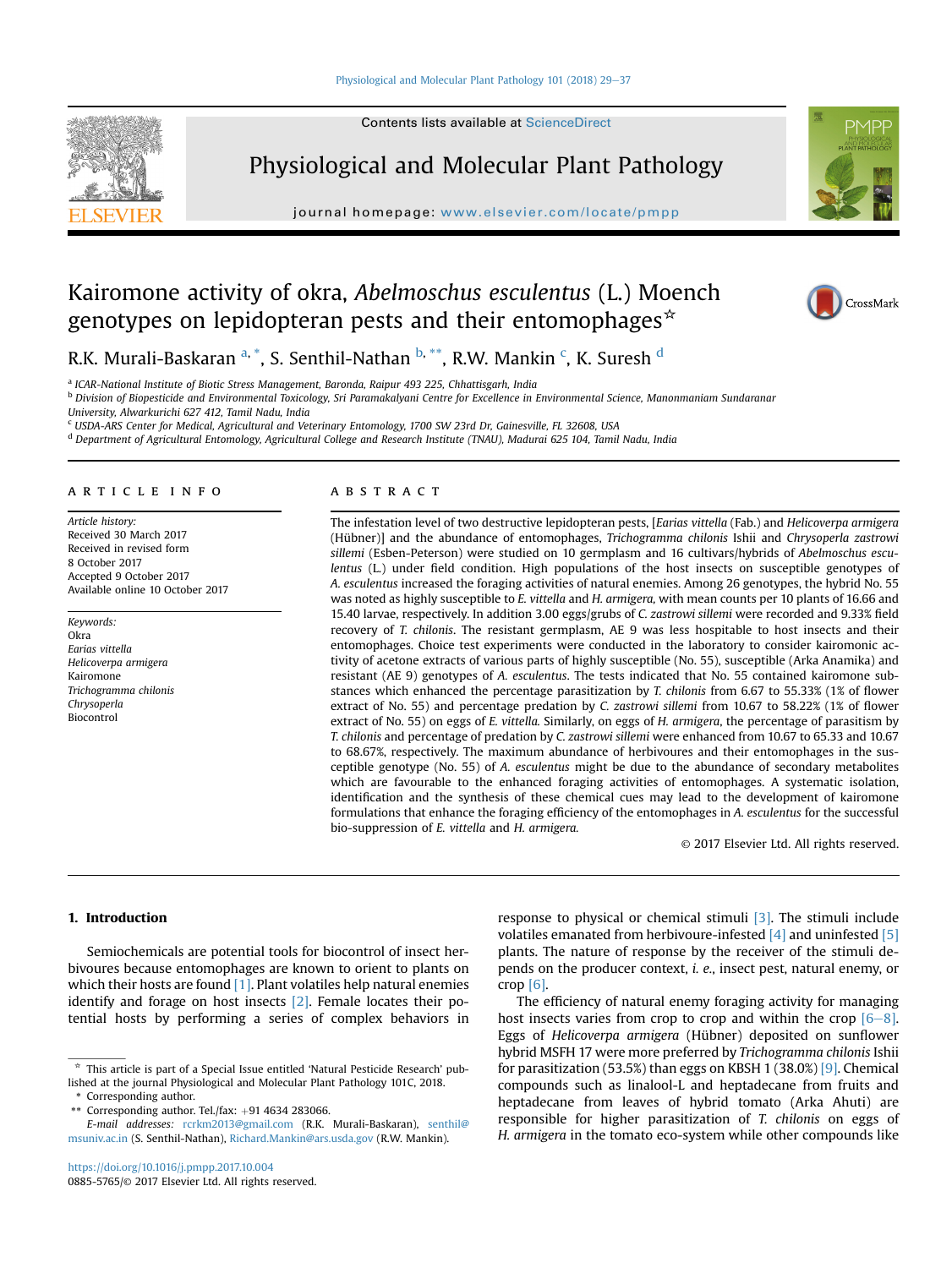# Kairomone activity of okra, *Abelmoschus esculentus* (L.) Moench genotypes on lepidopteran pests and their entomophages☆

R.K. Murali-Baskaran [a, *], S. Senthil-Nathan [b, **], R.W. Mankin [c], K. Suresh [d]

[a] ICAR-National Institute of Biotic Stress Management, Baronda, Raipur 493 225, Chhattisgarh, India
[b] Division of Biopesticide and Environmental Toxicology, Sri Paramakalyani Centre for Excellence in Environmental Science, Manonmaniam Sundaranar University, Alwarkurichi 627 412, Tamil Nadu, India
[c] USDA-ARS Center for Medical, Agricultural and Veterinary Entomology, 1700 SW 23rd Dr, Gainesville, FL 32608, USA
[d] Department of Agricultural Entomology, Agricultural College and Research Institute (TNAU), Madurai 625 104, Tamil Nadu, India

## ARTICLE INFO

*Article history:*
Received 30 March 2017
Received in revised form 8 October 2017
Accepted 9 October 2017
Available online 10 October 2017

*Keywords:*
Okra
*Earias vittella*
*Helicoverpa armigera*
Kairomone
*Trichogramma chilonis*
*Chrysoperla*
Biocontrol

## ABSTRACT

The infestation level of two destructive lepidopteran pests, [*Earias vittella* (Fab.) and *Helicoverpa armigera* (Hübner)] and the abundance of entomophages, *Trichogramma chilonis* Ishii and *Chrysoperla zastrowi sillemi* (Esben-Peterson) were studied on 10 germplasm and 16 cultivars/hybrids of *Abelmoschus esculentus* (L.) under field condition. High populations of the host insects on susceptible genotypes of *A. esculentus* increased the foraging activities of natural enemies. Among 26 genotypes, the hybrid No. 55 was noted as highly susceptible to *E. vittella* and *H. armigera*, with mean counts per 10 plants of 16.66 and 15.40 larvae, respectively. In addition 3.00 eggs/grubs of *C. zastrowi sillemi* were recorded and 9.33% field recovery of *T. chilonis*. The resistant germplasm, AE 9 was less hospitable to host insects and their entomophages. Choice test experiments were conducted in the laboratory to consider kairomonic activity of acetone extracts of various parts of highly susceptible (No. 55), susceptible (Arka Anamika) and resistant (AE 9) genotypes of *A. esculentus*. The tests indicated that No. 55 contained kairomone substances which enhanced the percentage parasitization by *T. chilonis* from 6.67 to 55.33% (1% of flower extract of No. 55) and percentage predation by *C. zastrowi sillemi* from 10.67 to 58.22% (1% of flower extract of No. 55) on eggs of *E. vittella*. Similarly, on eggs of *H. armigera*, the percentage of parasitism by *T. chilonis* and percentage of predation by *C. zastrowi sillemi* were enhanced from 10.67 to 65.33 and 10.67 to 68.67%, respectively. The maximum abundance of herbivoures and their entomophages in the susceptible genotype (No. 55) of *A. esculentus* might be due to the abundance of secondary metabolites which are favourable to the enhanced foraging activities of entomophages. A systematic isolation, identification and the synthesis of these chemical cues may lead to the development of kairomone formulations that enhance the foraging efficiency of the entomophages in *A. esculentus* for the successful bio-suppression of *E. vittella* and *H. armigera*.

© 2017 Elsevier Ltd. All rights reserved.

## 1. Introduction

Semiochemicals are potential tools for biocontrol of insect herbivoures because entomophages are known to orient to plants on which their hosts are found [1]. Plant volatiles help natural enemies identify and forage on host insects [2]. Female locates their potential hosts by performing a series of complex behaviors in response to physical or chemical stimuli [3]. The stimuli include volatiles emanated from herbivoure-infested [4] and uninfested [5] plants. The nature of response by the receiver of the stimuli depends on the producer context, *i. e.*, insect pest, natural enemy, or crop [6].

The efficiency of natural enemy foraging activity for managing host insects varies from crop to crop and within the crop [6–8]. Eggs of *Helicoverpa armigera* (Hübner) deposited on sunflower hybrid MSFH 17 were more preferred by *Trichogramma chilonis* Ishii for parasitization (53.5%) than eggs on KBSH 1 (38.0%) [9]. Chemical compounds such as linalool-L and heptadecane from fruits and heptadecane from leaves of hybrid tomato (Arka Ahuti) are responsible for higher parasitization of *T. chilonis* on eggs of *H. armigera* in the tomato eco-system while other compounds like

---

☆ This article is part of a Special Issue entitled 'Natural Pesticide Research' published at the journal Physiological and Molecular Plant Pathology 101C, 2018.
\* Corresponding author.
\*\* Corresponding author. Tel./fax: +91 4634 283066.
*E-mail addresses:* rcrkm2013@gmail.com (R.K. Murali-Baskaran), senthil@msuniv.ac.in (S. Senthil-Nathan), Richard.Mankin@ars.usda.gov (R.W. Mankin).

https://doi.org/10.1016/j.pmpp.2017.10.004
0885-5765/© 2017 Elsevier Ltd. All rights reserved.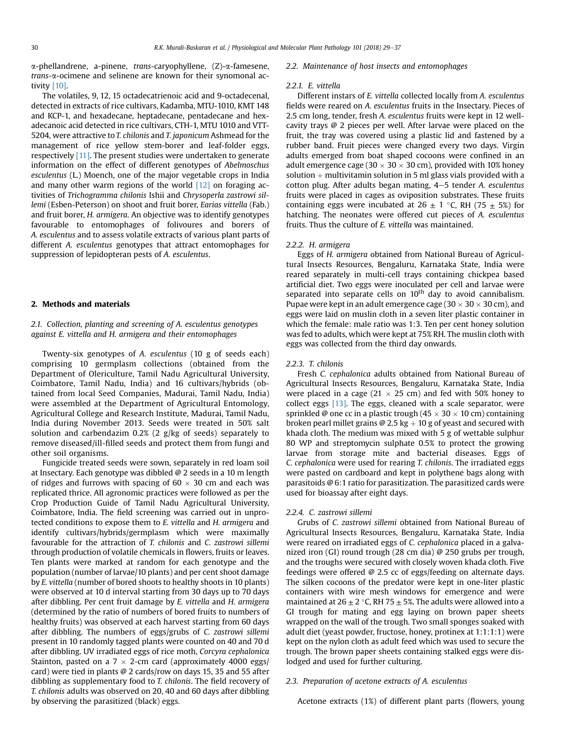α-phellandrene, a-pinene, *trans*-caryophyllene, (Z)-α-famesene, *trans*-α-ocimene and selinene are known for their synomonal activity [10].

The volatiles, 9, 12, 15 octadecatrienoic acid and 9-octadecenal, detected in extracts of rice cultivars, Kadamba, MTU-1010, KMT 148 and KCP-1, and hexadecane, heptadecane, pentadecane and hexadecanoic acid detected in rice cultivars, CTH-1, MTU 1010 and VTT-5204, were attractive to *T. chilonis* and *T. japonicum* Ashmead for the management of rice yellow stem-borer and leaf-folder eggs, respectively [11]. The present studies were undertaken to generate information on the effect of different genotypes of *Abelmoschus esculentus* (L.) Moench, one of the major vegetable crops in India and many other warm regions of the world [12] on foraging activities of *Trichogramma chilonis* Ishii and *Chrysoperla zastrowi sillemi* (Esben-Peterson) on shoot and fruit borer, *Earias vittella* (Fab.) and fruit borer, *H. armigera*. An objective was to identify genotypes favourable to entomophages of folivoures and borers of *A. esculentus* and to assess volatile extracts of various plant parts of different *A. esculentus* genotypes that attract entomophages for suppression of lepidopteran pests of *A. esculentus*.

## 2. Methods and materials

### 2.1. Collection, planting and screening of A. esculentus genotypes against E. vittella and H. armigera and their entomophages

Twenty-six genotypes of *A. esculentus* (10 g of seeds each) comprising 10 germplasm collections (obtained from the Department of Olericulture, Tamil Nadu Agricultural University, Coimbatore, Tamil Nadu, India) and 16 cultivars/hybrids (obtained from local Seed Companies, Madurai, Tamil Nadu, India) were assembled at the Department of Agricultural Entomology, Agricultural College and Research Institute, Madurai, Tamil Nadu, India during November 2013. Seeds were treated in 50% salt solution and carbendazim 0.2% (2 g/kg of seeds) separately to remove diseased/ill-filled seeds and protect them from fungi and other soil organisms.

Fungicide treated seeds were sown, separately in red loam soil at Insectary. Each genotype was dibbled @ 2 seeds in a 10 m length of ridges and furrows with spacing of 60 × 30 cm and each was replicated thrice. All agronomic practices were followed as per the Crop Production Guide of Tamil Nadu Agricultural University, Coimbatore, India. The field screening was carried out in unprotected conditions to expose them to *E. vittella* and *H. armigera* and identify cultivars/hybrids/germplasm which were maximally favourable for the attraction of *T. chilonis* and *C. zastrowi sillemi* through production of volatile chemicals in flowers, fruits or leaves. Ten plants were marked at random for each genotype and the population (number of larvae/10 plants) and per cent shoot damage by *E. vittella* (number of bored shoots to healthy shoots in 10 plants) were observed at 10 d interval starting from 30 days up to 70 days after dibbling. Per cent fruit damage by *E. vittella* and *H. armigera* (determined by the ratio of numbers of bored fruits to numbers of healthy fruits) was observed at each harvest starting from 60 days after dibbling. The numbers of eggs/grubs of *C. zastrowi sillemi* present in 10 randomly tagged plants were counted on 40 and 70 d after dibbling. UV irradiated eggs of rice moth, *Corcyra cephalonica* Stainton, pasted on a 7 × 2-cm card (approximately 4000 eggs/card) were tied in plants @ 2 cards/row on days 15, 35 and 55 after dibbling as supplementary food to *T. chilonis*. The field recovery of *T. chilonis* adults was observed on 20, 40 and 60 days after dibbling by observing the parasitized (black) eggs.

### 2.2. Maintenance of host insects and entomophages

#### 2.2.1. E. vittella

Different instars of *E. vittella* collected locally from *A. esculentus* fields were reared on *A. esculentus* fruits in the Insectary. Pieces of 2.5 cm long, tender, fresh *A. esculentus* fruits were kept in 12 well-cavity trays @ 2 pieces per well. After larvae were placed on the fruit, the tray was covered using a plastic lid and fastened by a rubber band. Fruit pieces were changed every two days. Virgin adults emerged from boat shaped cocoons were confined in an adult emergence cage (30 × 30 × 30 cm), provided with 10% honey solution + multivitamin solution in 5 ml glass vials provided with a cotton plug. After adults began mating, 4–5 tender *A. esculentus* fruits were placed in cages as oviposition substrates. These fruits containing eggs were incubated at 26 ± 1 °C, RH (75 ± 5%) for hatching. The neonates were offered cut pieces of *A. esculentus* fruits. Thus the culture of *E. vittella* was maintained.

#### 2.2.2. H. armigera

Eggs of *H. armigera* obtained from National Bureau of Agricultural Insects Resources, Bengaluru, Karnataka State, India were reared separately in multi-cell trays containing chickpea based artificial diet. Two eggs were inoculated per cell and larvae were separated into separate cells on 10th day to avoid cannibalism. Pupae were kept in an adult emergence cage (30 × 30 × 30 cm), and eggs were laid on muslin cloth in a seven liter plastic container in which the female: male ratio was 1:3. Ten per cent honey solution was fed to adults, which were kept at 75% RH. The muslin cloth with eggs was collected from the third day onwards.

#### 2.2.3. T. chilonis

Fresh *C. cephalonica* adults obtained from National Bureau of Agricultural Insects Resources, Bengaluru, Karnataka State, India were placed in a cage (21 × 25 cm) and fed with 50% honey to collect eggs [13]. The eggs, cleaned with a scale separator, were sprinkled @ one cc in a plastic trough (45 × 30 × 10 cm) containing broken pearl millet grains @ 2.5 kg + 10 g of yeast and secured with khada cloth. The medium was mixed with 5 g of wettable sulphur 80 WP and streptomycin sulphate 0.5% to protect the growing larvae from storage mite and bacterial diseases. Eggs of *C. cephalonica* were used for rearing *T. chilonis*. The irradiated eggs were pasted on cardboard and kept in polythene bags along with parasitoids @ 6:1 ratio for parasitization. The parasitized cards were used for bioassay after eight days.

#### 2.2.4. C. zastrowi sillemi

Grubs of *C. zastrowi sillemi* obtained from National Bureau of Agricultural Insects Resources, Bengaluru, Karnataka State, India were reared on irradiated eggs of *C. cephalonica* placed in a galvanized iron (GI) round trough (28 cm dia) @ 250 grubs per trough, and the troughs were secured with closely woven khada cloth. Five feedings were offered @ 2.5 cc of eggs/feeding on alternate days. The silken cocoons of the predator were kept in one-liter plastic containers with wire mesh windows for emergence and were maintained at 26 ± 2 °C, RH 75 ± 5%. The adults were allowed into a GI trough for mating and egg laying on brown paper sheets wrapped on the wall of the trough. Two small sponges soaked with adult diet (yeast powder, fructose, honey, protinex at 1:1:1:1) were kept on the nylon cloth as adult feed which was used to secure the trough. The brown paper sheets containing stalked eggs were dislodged and used for further culturing.

### 2.3. Preparation of acetone extracts of A. esculentus

Acetone extracts (1%) of different plant parts (flowers, young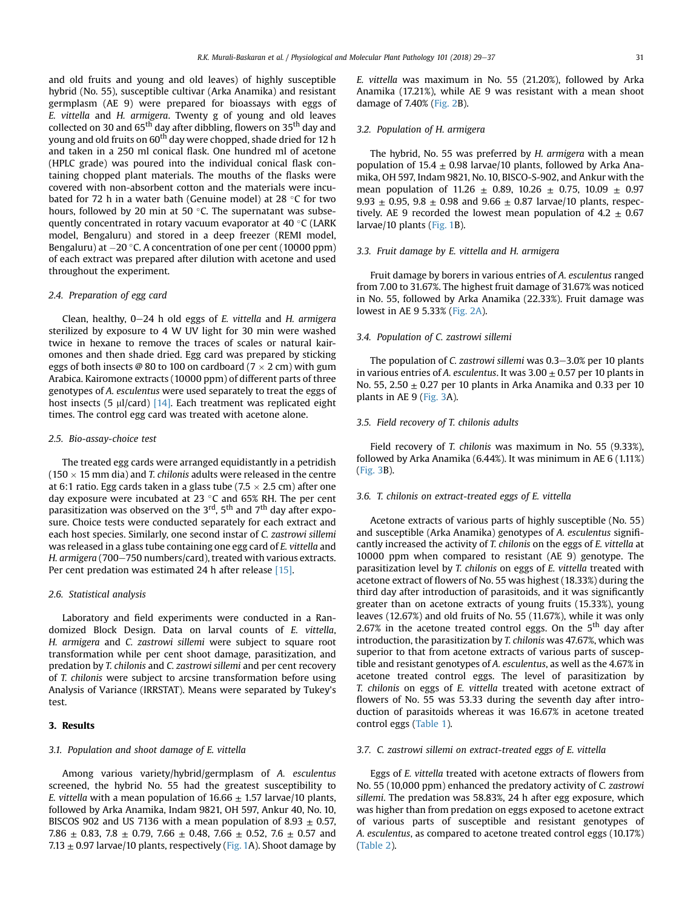and old fruits and young and old leaves) of highly susceptible hybrid (No. 55), susceptible cultivar (Arka Anamika) and resistant germplasm (AE 9) were prepared for bioassays with eggs of *E. vittella* and *H. armigera*. Twenty g of young and old leaves collected on 30 and 65th day after dibbling, flowers on 35th day and young and old fruits on 60th day were chopped, shade dried for 12 h and taken in a 250 ml conical flask. One hundred ml of acetone (HPLC grade) was poured into the individual conical flask containing chopped plant materials. The mouths of the flasks were covered with non-absorbent cotton and the materials were incubated for 72 h in a water bath (Genuine model) at 28 °C for two hours, followed by 20 min at 50 °C. The supernatant was subsequently concentrated in rotary vacuum evaporator at 40 °C (LARK model, Bengaluru) and stored in a deep freezer (REMI model, Bengaluru) at −20 °C. A concentration of one per cent (10000 ppm) of each extract was prepared after dilution with acetone and used throughout the experiment.

### 2.4. Preparation of egg card

Clean, healthy, 0–24 h old eggs of *E. vittella* and *H. armigera* sterilized by exposure to 4 W UV light for 30 min were washed twice in hexane to remove the traces of scales or natural kairomones and then shade dried. Egg card was prepared by sticking eggs of both insects @ 80 to 100 on cardboard (7 × 2 cm) with gum Arabica. Kairomone extracts (10000 ppm) of different parts of three genotypes of *A. esculentus* were used separately to treat the eggs of host insects (5 μl/card) [14]. Each treatment was replicated eight times. The control egg card was treated with acetone alone.

### 2.5. Bio-assay-choice test

The treated egg cards were arranged equidistantly in a petridish (150 × 15 mm dia) and *T. chilonis* adults were released in the centre at 6:1 ratio. Egg cards taken in a glass tube (7.5 × 2.5 cm) after one day exposure were incubated at 23 °C and 65% RH. The per cent parasitization was observed on the 3rd, 5th and 7th day after exposure. Choice tests were conducted separately for each extract and each host species. Similarly, one second instar of *C. zastrowi sillemi* was released in a glass tube containing one egg card of *E. vittella* and *H. armigera* (700–750 numbers/card), treated with various extracts. Per cent predation was estimated 24 h after release [15].

### 2.6. Statistical analysis

Laboratory and field experiments were conducted in a Randomized Block Design. Data on larval counts of *E. vittella*, *H. armigera* and *C. zastrowi sillemi* were subject to square root transformation while per cent shoot damage, parasitization, and predation by *T. chilonis* and *C. zastrowi sillemi* and per cent recovery of *T. chilonis* were subject to arcsine transformation before using Analysis of Variance (IRRSTAT). Means were separated by Tukey's test.

## 3. Results

### 3.1. Population and shoot damage of E. vittella

Among various variety/hybrid/germplasm of *A. esculentus* screened, the hybrid No. 55 had the greatest susceptibility to *E. vittella* with a mean population of 16.66 ± 1.57 larvae/10 plants, followed by Arka Anamika, Indam 9821, OH 597, Ankur 40, No. 10, BISCOS 902 and US 7136 with a mean population of 8.93 ± 0.57, 7.86 ± 0.83, 7.8 ± 0.79, 7.66 ± 0.48, 7.66 ± 0.52, 7.6 ± 0.57 and 7.13 ± 0.97 larvae/10 plants, respectively (Fig. 1A). Shoot damage by *E. vittella* was maximum in No. 55 (21.20%), followed by Arka Anamika (17.21%), while AE 9 was resistant with a mean shoot damage of 7.40% (Fig. 2B).

### 3.2. Population of H. armigera

The hybrid, No. 55 was preferred by *H. armigera* with a mean population of 15.4 ± 0.98 larvae/10 plants, followed by Arka Anamika, OH 597, Indam 9821, No. 10, BISCO-S-902, and Ankur with the mean population of 11.26 ± 0.89, 10.26 ± 0.75, 10.09 ± 0.97 9.93 ± 0.95, 9.8 ± 0.98 and 9.66 ± 0.87 larvae/10 plants, respectively. AE 9 recorded the lowest mean population of 4.2 ± 0.67 larvae/10 plants (Fig. 1B).

### 3.3. Fruit damage by E. vittella and H. armigera

Fruit damage by borers in various entries of *A. esculentus* ranged from 7.00 to 31.67%. The highest fruit damage of 31.67% was noticed in No. 55, followed by Arka Anamika (22.33%). Fruit damage was lowest in AE 9 5.33% (Fig. 2A).

### 3.4. Population of C. zastrowi sillemi

The population of *C. zastrowi sillemi* was 0.3–3.0% per 10 plants in various entries of *A. esculentus*. It was 3.00 ± 0.57 per 10 plants in No. 55, 2.50 ± 0.27 per 10 plants in Arka Anamika and 0.33 per 10 plants in AE 9 (Fig. 3A).

### 3.5. Field recovery of T. chilonis adults

Field recovery of *T. chilonis* was maximum in No. 55 (9.33%), followed by Arka Anamika (6.44%). It was minimum in AE 6 (1.11%) (Fig. 3B).

### 3.6. T. chilonis on extract-treated eggs of E. vittella

Acetone extracts of various parts of highly susceptible (No. 55) and susceptible (Arka Anamika) genotypes of *A. esculentus* significantly increased the activity of *T. chilonis* on the eggs of *E. vittella* at 10000 ppm when compared to resistant (AE 9) genotype. The parasitization level by *T. chilonis* on eggs of *E. vittella* treated with acetone extract of flowers of No. 55 was highest (18.33%) during the third day after introduction of parasitoids, and it was significantly greater than on acetone extracts of young fruits (15.33%), young leaves (12.67%) and old fruits of No. 55 (11.67%), while it was only 2.67% in the acetone treated control eggs. On the 5th day after introduction, the parasitization by *T. chilonis* was 47.67%, which was superior to that from acetone extracts of various parts of susceptible and resistant genotypes of *A. esculentus*, as well as the 4.67% in acetone treated control eggs. The level of parasitization by *T. chilonis* on eggs of *E. vittella* treated with acetone extract of flowers of No. 55 was 53.33 during the seventh day after introduction of parasitoids whereas it was 16.67% in acetone treated control eggs (Table 1).

### 3.7. C. zastrowi sillemi on extract-treated eggs of E. vittella

Eggs of *E. vittella* treated with acetone extracts of flowers from No. 55 (10,000 ppm) enhanced the predatory activity of *C. zastrowi sillemi*. The predation was 58.83%, 24 h after egg exposure, which was higher than from predation on eggs exposed to acetone extract of various parts of susceptible and resistant genotypes of *A. esculentus*, as compared to acetone treated control eggs (10.17%) (Table 2).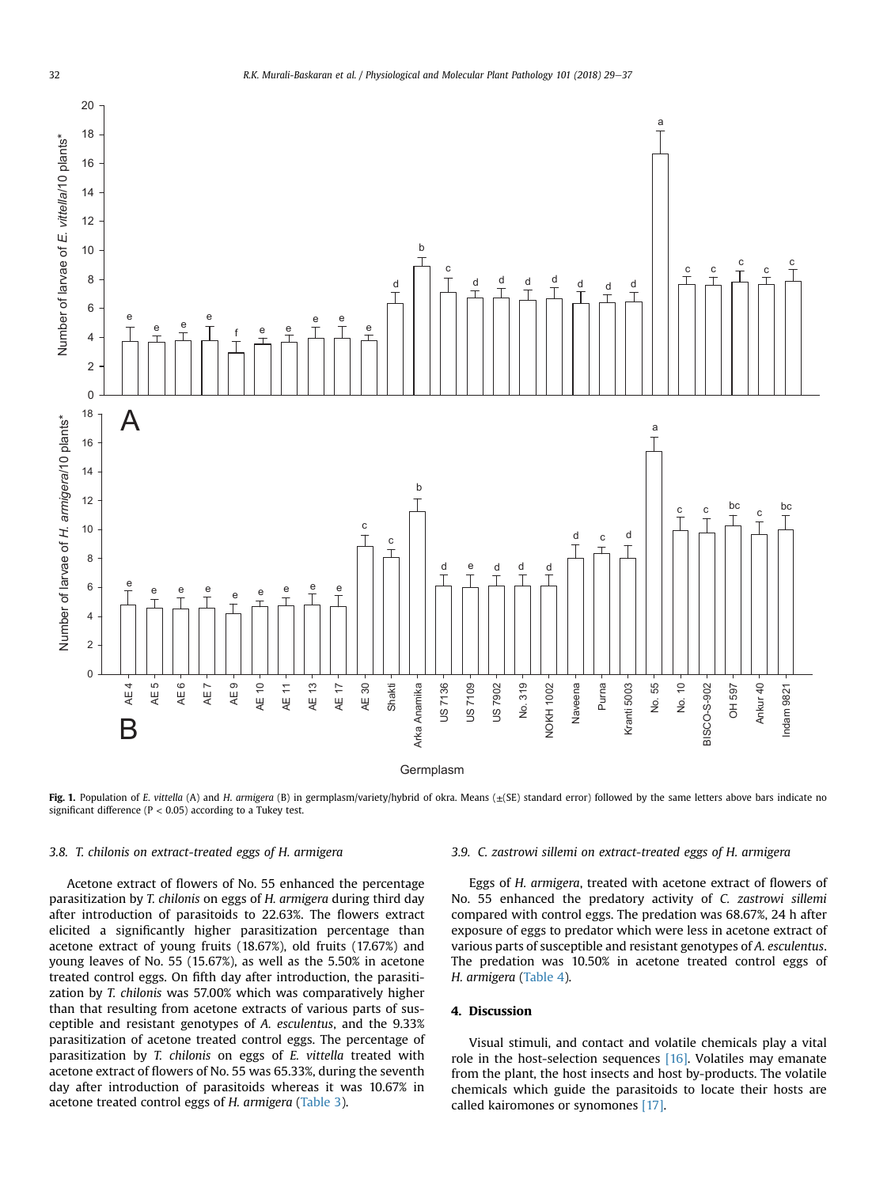**Fig. 1.** Population of *E. vittella* (A) and *H. armigera* (B) in germplasm/variety/hybrid of okra. Means (±(SE) standard error) followed by the same letters above bars indicate no significant difference (P < 0.05) according to a Tukey test.

### 3.8. *T. chilonis* on extract-treated eggs of *H. armigera*

Acetone extract of flowers of No. 55 enhanced the percentage parasitization by *T. chilonis* on eggs of *H. armigera* during third day after introduction of parasitoids to 22.63%. The flowers extract elicited a significantly higher parasitization percentage than acetone extract of young fruits (18.67%), old fruits (17.67%) and young leaves of No. 55 (15.67%), as well as the 5.50% in acetone treated control eggs. On fifth day after introduction, the parasitization by *T. chilonis* was 57.00% which was comparatively higher than that resulting from acetone extracts of various parts of susceptible and resistant genotypes of *A. esculentus*, and the 9.33% parasitization of acetone treated control eggs. The percentage of parasitization by *T. chilonis* on eggs of *E. vittella* treated with acetone extract of flowers of No. 55 was 65.33%, during the seventh day after introduction of parasitoids whereas it was 10.67% in acetone treated control eggs of *H. armigera* (Table 3).

### 3.9. *C. zastrowi sillemi* on extract-treated eggs of *H. armigera*

Eggs of *H. armigera*, treated with acetone extract of flowers of No. 55 enhanced the predatory activity of *C. zastrowi sillemi* compared with control eggs. The predation was 68.67%, 24 h after exposure of eggs to predator which were less in acetone extract of various parts of susceptible and resistant genotypes of *A. esculentus*. The predation was 10.50% in acetone treated control eggs of *H. armigera* (Table 4).

## 4. Discussion

Visual stimuli, and contact and volatile chemicals play a vital role in the host-selection sequences [16]. Volatiles may emanate from the plant, the host insects and host by-products. The volatile chemicals which guide the parasitoids to locate their hosts are called kairomones or synomones [17].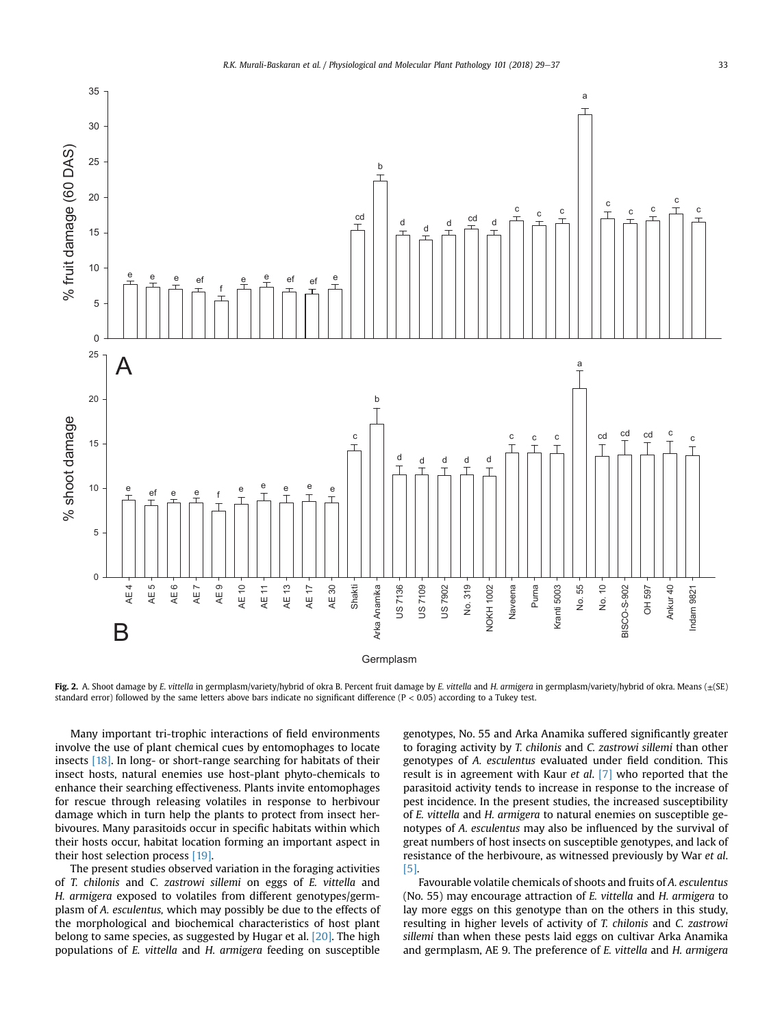**Fig. 2.** A. Shoot damage by *E. vittella* in germplasm/variety/hybrid of okra B. Percent fruit damage by *E. vittella* and *H. armigera* in germplasm/variety/hybrid of okra. Means (±(SE) standard error) followed by the same letters above bars indicate no significant difference (P < 0.05) according to a Tukey test.

Many important tri-trophic interactions of field environments involve the use of plant chemical cues by entomophages to locate insects [18]. In long- or short-range searching for habitats of their insect hosts, natural enemies use host-plant phyto-chemicals to enhance their searching effectiveness. Plants invite entomophages for rescue through releasing volatiles in response to herbivour damage which in turn help the plants to protect from insect herbivoures. Many parasitoids occur in specific habitats within which their hosts occur, habitat location forming an important aspect in their host selection process [19].

The present studies observed variation in the foraging activities of *T. chilonis* and *C. zastrowi sillemi* on eggs of *E. vittella* and *H. armigera* exposed to volatiles from different genotypes/germplasm of *A. esculentus*, which may possibly be due to the effects of the morphological and biochemical characteristics of host plant belong to same species, as suggested by Hugar et al. [20]. The high populations of *E. vittella* and *H. armigera* feeding on susceptible genotypes, No. 55 and Arka Anamika suffered significantly greater to foraging activity by *T. chilonis* and *C. zastrowi sillemi* than other genotypes of *A. esculentus* evaluated under field condition. This result is in agreement with Kaur *et al.* [7] who reported that the parasitoid activity tends to increase in response to the increase of pest incidence. In the present studies, the increased susceptibility of *E. vittella* and *H. armigera* to natural enemies on susceptible genotypes of *A. esculentus* may also be influenced by the survival of great numbers of host insects on susceptible genotypes, and lack of resistance of the herbivoure, as witnessed previously by War *et al.* [5].

Favourable volatile chemicals of shoots and fruits of *A. esculentus* (No. 55) may encourage attraction of *E. vittella* and *H. armigera* to lay more eggs on this genotype than on the others in this study, resulting in higher levels of activity of *T. chilonis* and *C. zastrowi sillemi* than when these pests laid eggs on cultivar Arka Anamika and germplasm, AE 9. The preference of *E. vittella* and *H. armigera*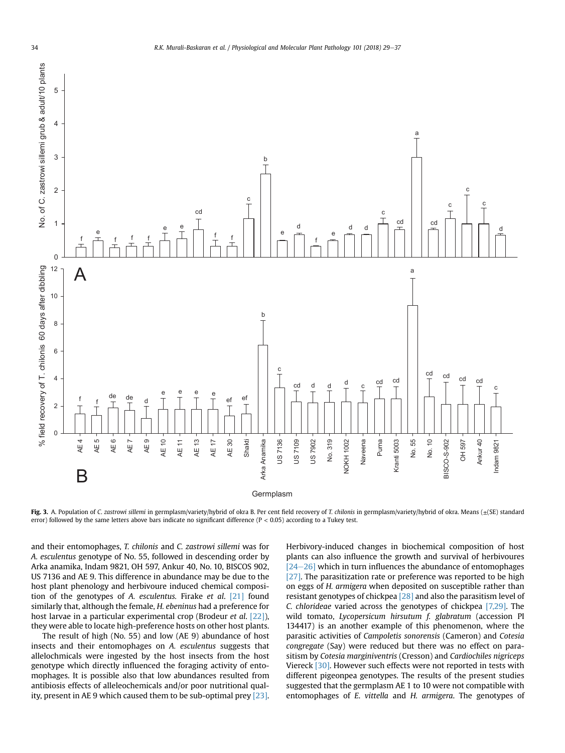Fig. 3. A. Population of *C. zastrowi sillemi* in germplasm/variety/hybrid of okra B. Per cent field recovery of *T. chilonis* in germplasm/variety/hybrid of okra. Means (±(SE) standard error) followed by the same letters above bars indicate no significant difference ($P < 0.05$) according to a Tukey test.

and their entomophages, *T. chilonis* and *C. zastrowi sillemi* was for *A. esculentus* genotype of No. 55, followed in descending order by Arka anamika, Indam 9821, OH 597, Ankur 40, No. 10, BISCOS 902, US 7136 and AE 9. This difference in abundance may be due to the host plant phenology and herbivoure induced chemical composition of the genotypes of *A. esculentus*. Firake *et al.* [21] found similarly that, although the female, *H. ebeninus* had a preference for host larvae in a particular experimental crop (Brodeur *et al.* [22]), they were able to locate high-preference hosts on other host plants.

The result of high (No. 55) and low (AE 9) abundance of host insects and their entomophages on *A. esculentus* suggests that allelochmicals were ingested by the host insects from the host genotype which directly influenced the foraging activity of entomophages. It is possible also that low abundances resulted from antibiosis effects of alleleochemicals and/or poor nutritional quality, present in AE 9 which caused them to be sub-optimal prey [23]. Herbivory-induced changes in biochemical composition of host plants can also influence the growth and survival of herbivoures [24–26] which in turn influences the abundance of entomophages [27]. The parasitization rate or preference was reported to be high on eggs of *H. armigera* when deposited on susceptible rather than resistant genotypes of chickpea [28] and also the parasitism level of *C. chlorideae* varied across the genotypes of chickpea [7,29]. The wild tomato, *Lycopersicum hirsutum f. glabratum* (accession PI 134417) is an another example of this phenomenon, where the parasitic activities of *Campoletis sonorensis* (Cameron) and *Cotesia congregate* (Say) were reduced but there was no effect on parasitism by *Cotesia marginiventris* (Cresson) and *Cardiochiles nigriceps* Viereck [30]. However such effects were not reported in tests with different pigeonpea genotypes. The results of the present studies suggested that the germplasm AE 1 to 10 were not compatible with entomophages of *E. vittella* and *H. armigera*. The genotypes of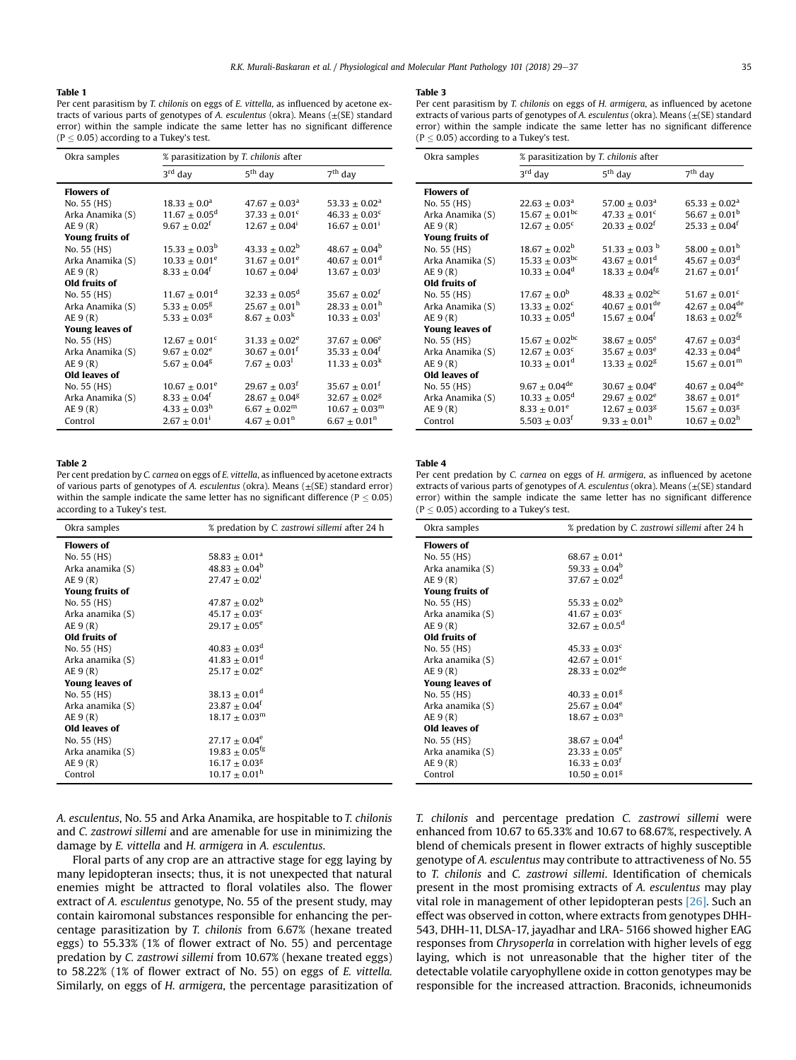**Table 1**

Per cent parasitism by *T. chilonis* on eggs of *E. vittella*, as influenced by acetone extracts of various parts of genotypes of *A. esculentus* (okra). Means (±(SE) standard error) within the sample indicate the same letter has no significant difference ($P \leq 0.05$) according to a Tukey's test.

| Okra samples | % parasitization by *T. chilonis* after | | |
|---|---|---|---|
| | 3rd day | 5th day | 7th day |
| **Flowers of** | | | |
| No. 55 (HS) | $18.33 \pm 0.0^{a}$ | $47.67 \pm 0.03^{a}$ | $53.33 \pm 0.02^{a}$ |
| Arka Anamika (S) | $11.67 \pm 0.05^{d}$ | $37.33 \pm 0.01^{c}$ | $46.33 \pm 0.03^{c}$ |
| AE 9 (R) | $9.67 \pm 0.02^{f}$ | $12.67 \pm 0.04^{i}$ | $16.67 \pm 0.01^{i}$ |
| **Young fruits of** | | | |
| No. 55 (HS) | $15.33 \pm 0.03^{b}$ | $43.33 \pm 0.02^{b}$ | $48.67 \pm 0.04^{b}$ |
| Arka Anamika (S) | $10.33 \pm 0.01^{e}$ | $31.67 \pm 0.01^{e}$ | $40.67 \pm 0.01^{d}$ |
| AE 9 (R) | $8.33 \pm 0.04^{f}$ | $10.67 \pm 0.04^{j}$ | $13.67 \pm 0.03^{j}$ |
| **Old fruits of** | | | |
| No. 55 (HS) | $11.67 \pm 0.01^{d}$ | $32.33 \pm 0.05^{d}$ | $35.67 \pm 0.02^{f}$ |
| Arka Anamika (S) | $5.33 \pm 0.05^{g}$ | $25.67 \pm 0.01^{h}$ | $28.33 \pm 0.01^{h}$ |
| AE 9 (R) | $5.33 \pm 0.03^{g}$ | $8.67 \pm 0.03^{k}$ | $10.33 \pm 0.03^{l}$ |
| **Young leaves of** | | | |
| No. 55 (HS) | $12.67 \pm 0.01^{c}$ | $31.33 \pm 0.02^{e}$ | $37.67 \pm 0.06^{e}$ |
| Arka Anamika (S) | $9.67 \pm 0.02^{e}$ | $30.67 \pm 0.01^{f}$ | $35.33 \pm 0.04^{f}$ |
| AE 9 (R) | $5.67 \pm 0.04^{g}$ | $7.67 \pm 0.03^{l}$ | $11.33 \pm 0.03^{k}$ |
| **Old leaves of** | | | |
| No. 55 (HS) | $10.67 \pm 0.01^{e}$ | $29.67 \pm 0.03^{f}$ | $35.67 \pm 0.01^{f}$ |
| Arka Anamika (S) | $8.33 \pm 0.04^{f}$ | $28.67 \pm 0.04^{g}$ | $32.67 \pm 0.02^{g}$ |
| AE 9 (R) | $4.33 \pm 0.03^{h}$ | $6.67 \pm 0.02^{m}$ | $10.67 \pm 0.03^{m}$ |
| Control | $2.67 \pm 0.01^{i}$ | $4.67 \pm 0.01^{n}$ | $6.67 \pm 0.01^{n}$ |

**Table 2**

Per cent predation by *C. carnea* on eggs of *E. vittella*, as influenced by acetone extracts of various parts of genotypes of *A. esculentus* (okra). Means (±(SE) standard error) within the sample indicate the same letter has no significant difference ($P \leq 0.05$) according to a Tukey's test.

| Okra samples | % predation by *C. zastrowi sillemi* after 24 h |
|---|---|
| **Flowers of** | |
| No. 55 (HS) | $58.83 \pm 0.01^{a}$ |
| Arka anamika (S) | $48.83 \pm 0.04^{b}$ |
| AE 9 (R) | $27.47 \pm 0.02^{i}$ |
| **Young fruits of** | |
| No. 55 (HS) | $47.87 \pm 0.02^{b}$ |
| Arka anamika (S) | $45.17 \pm 0.03^{c}$ |
| AE 9 (R) | $29.17 \pm 0.05^{e}$ |
| **Old fruits of** | |
| No. 55 (HS) | $40.83 \pm 0.03^{d}$ |
| Arka anamika (S) | $41.83 \pm 0.01^{d}$ |
| AE 9 (R) | $25.17 \pm 0.02^{e}$ |
| **Young leaves of** | |
| No. 55 (HS) | $38.13 \pm 0.01^{d}$ |
| Arka anamika (S) | $23.87 \pm 0.04^{f}$ |
| AE 9 (R) | $18.17 \pm 0.03^{m}$ |
| **Old leaves of** | |
| No. 55 (HS) | $27.17 \pm 0.04^{e}$ |
| Arka anamika (S) | $19.83 \pm 0.05^{fg}$ |
| AE 9 (R) | $16.17 \pm 0.03^{g}$ |
| Control | $10.17 \pm 0.01^{h}$ |

**Table 3**

Per cent parasitism by *T. chilonis* on eggs of *H. armigera*, as influenced by acetone extracts of various parts of genotypes of *A. esculentus* (okra). Means (±(SE) standard error) within the sample indicate the same letter has no significant difference ($P \leq 0.05$) according to a Tukey's test.

| Okra samples | % parasitization by *T. chilonis* after | | |
|---|---|---|---|
| | 3rd day | 5th day | 7th day |
| **Flowers of** | | | |
| No. 55 (HS) | $22.63 \pm 0.03^{a}$ | $57.00 \pm 0.03^{a}$ | $65.33 \pm 0.02^{a}$ |
| Arka Anamika (S) | $15.67 \pm 0.01^{bc}$ | $47.33 \pm 0.01^{c}$ | $56.67 \pm 0.01^{b}$ |
| AE 9 (R) | $12.67 \pm 0.05^{c}$ | $20.33 \pm 0.02^{f}$ | $25.33 \pm 0.04^{f}$ |
| **Young fruits of** | | | |
| No. 55 (HS) | $18.67 \pm 0.02^{b}$ | $51.33 \pm 0.03^{b}$ | $58.00 \pm 0.01^{b}$ |
| Arka Anamika (S) | $15.33 \pm 0.03^{bc}$ | $43.67 \pm 0.01^{d}$ | $45.67 \pm 0.03^{d}$ |
| AE 9 (R) | $10.33 \pm 0.04^{d}$ | $18.33 \pm 0.04^{fg}$ | $21.67 \pm 0.01^{f}$ |
| **Old fruits of** | | | |
| No. 55 (HS) | $17.67 \pm 0.0^{b}$ | $48.33 \pm 0.02^{bc}$ | $51.67 \pm 0.01^{c}$ |
| Arka Anamika (S) | $13.33 \pm 0.02^{c}$ | $40.67 \pm 0.01^{de}$ | $42.67 \pm 0.04^{de}$ |
| AE 9 (R) | $10.33 \pm 0.05^{d}$ | $15.67 \pm 0.04^{f}$ | $18.63 \pm 0.02^{fg}$ |
| **Young leaves of** | | | |
| No. 55 (HS) | $15.67 \pm 0.02^{bc}$ | $38.67 \pm 0.05^{e}$ | $47.67 \pm 0.03^{d}$ |
| Arka Anamika (S) | $12.67 \pm 0.03^{c}$ | $35.67 \pm 0.03^{e}$ | $42.33 \pm 0.04^{d}$ |
| AE 9 (R) | $10.33 \pm 0.01^{d}$ | $13.33 \pm 0.02^{g}$ | $15.67 \pm 0.01^{m}$ |
| **Old leaves of** | | | |
| No. 55 (HS) | $9.67 \pm 0.04^{de}$ | $30.67 \pm 0.04^{e}$ | $40.67 \pm 0.04^{de}$ |
| Arka Anamika (S) | $10.33 \pm 0.05^{d}$ | $29.67 \pm 0.02^{e}$ | $38.67 \pm 0.01^{e}$ |
| AE 9 (R) | $8.33 \pm 0.01^{e}$ | $12.67 \pm 0.03^{g}$ | $15.67 \pm 0.03^{g}$ |
| Control | $5.503 \pm 0.03^{f}$ | $9.33 \pm 0.01^{h}$ | $10.67 \pm 0.02^{h}$ |

**Table 4**

Per cent predation by *C. carnea* on eggs of *H. armigera*, as influenced by acetone extracts of various parts of genotypes of *A. esculentus* (okra). Means (±(SE) standard error) within the sample indicate the same letter has no significant difference ($P \leq 0.05$) according to a Tukey's test.

| Okra samples | % predation by *C. zastrowi sillemi* after 24 h |
|---|---|
| **Flowers of** | |
| No. 55 (HS) | $68.67 \pm 0.01^{a}$ |
| Arka anamika (S) | $59.33 \pm 0.04^{b}$ |
| AE 9 (R) | $37.67 \pm 0.02^{d}$ |
| **Young fruits of** | |
| No. 55 (HS) | $55.33 \pm 0.02^{b}$ |
| Arka anamika (S) | $41.67 \pm 0.03^{c}$ |
| AE 9 (R) | $32.67 \pm 0.5^{d}$ |
| **Old fruits of** | |
| No. 55 (HS) | $45.33 \pm 0.03^{c}$ |
| Arka anamika (S) | $42.67 \pm 0.01^{c}$ |
| AE 9 (R) | $28.33 \pm 0.02^{de}$ |
| **Young leaves of** | |
| No. 55 (HS) | $40.33 \pm 0.01^{g}$ |
| Arka anamika (S) | $25.67 \pm 0.04^{e}$ |
| AE 9 (R) | $18.67 \pm 0.03^{n}$ |
| **Old leaves of** | |
| No. 55 (HS) | $38.67 \pm 0.04^{d}$ |
| Arka anamika (S) | $23.33 \pm 0.05^{e}$ |
| AE 9 (R) | $16.33 \pm 0.03^{f}$ |
| Control | $10.50 \pm 0.01^{g}$ |

*A. esculentus*, No. 55 and Arka Anamika, are hospitable to *T. chilonis* and *C. zastrowi sillemi* and are amenable for use in minimizing the damage by *E. vittella* and *H. armigera* in *A. esculentus*.

Floral parts of any crop are an attractive stage for egg laying by many lepidopteran insects; thus, it is not unexpected that natural enemies might be attracted to floral volatiles also. The flower extract of *A. esculentus* genotype, No. 55 of the present study, may contain kairomonal substances responsible for enhancing the percentage parasitization by *T. chilonis* from 6.67% (hexane treated eggs) to 55.33% (1% of flower extract of No. 55) and percentage predation by *C. zastrowi sillemi* from 10.67% (hexane treated eggs) to 58.22% (1% of flower extract of No. 55) on eggs of *E. vittella*. Similarly, on eggs of *H. armigera*, the percentage parasitization of *T. chilonis* and percentage predation *C. zastrowi sillemi* were enhanced from 10.67 to 65.33% and 10.67 to 68.67%, respectively. A blend of chemicals present in flower extracts of highly susceptible genotype of *A. esculentus* may contribute to attractiveness of No. 55 to *T. chilonis* and *C. zastrowi sillemi*. Identification of chemicals present in the most promising extracts of *A. esculentus* may play vital role in management of other lepidopteran pests [26]. Such an effect was observed in cotton, where extracts from genotypes DHH-543, DHH-11, DLSA-17, jayadhar and LRA- 5166 showed higher EAG responses from *Chrysoperla* in correlation with higher levels of egg laying, which is not unreasonable that the higher titer of the detectable volatile caryophyllene oxide in cotton genotypes may be responsible for the increased attraction. Braconids, ichneumonids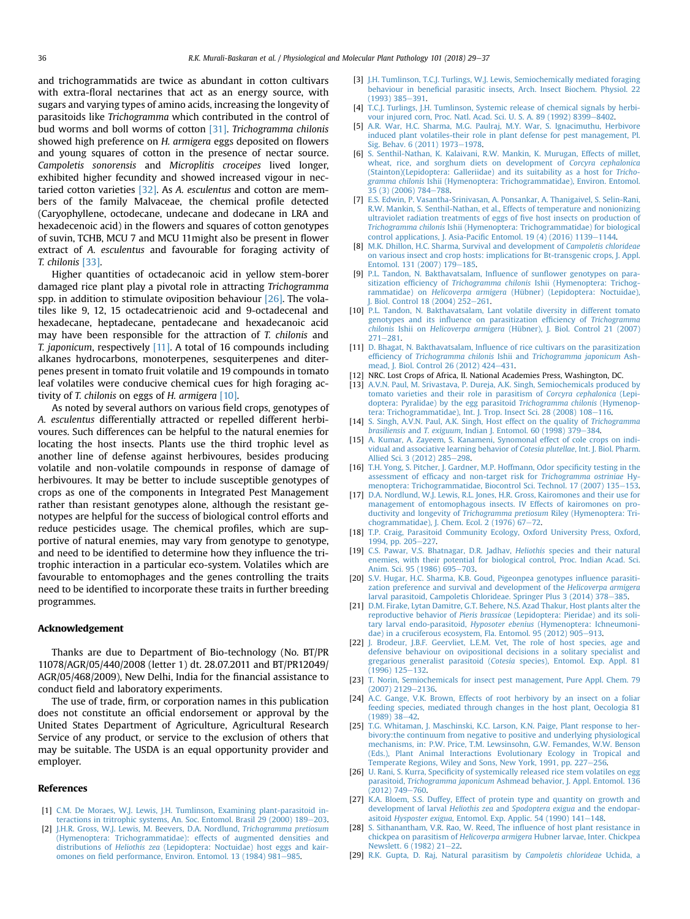and trichogrammatids are twice as abundant in cotton cultivars with extra-floral nectarines that act as an energy source, with sugars and varying types of amino acids, increasing the longevity of parasitoids like *Trichogramma* which contributed in the control of bud worms and boll worms of cotton [31]. *Trichogramma chilonis* showed high preference on *H. armigera* eggs deposited on flowers and young squares of cotton in the presence of nectar source. *Campoletis sonorensis* and *Microplitis croceipes* lived longer, exhibited higher fecundity and showed increased vigour in nectaried cotton varieties [32]. As *A. esculentus* and cotton are members of the family Malvaceae, the chemical profile detected (Caryophyllene, octodecane, undecane and dodecane in LRA and hexadecenoic acid) in the flowers and squares of cotton genotypes of suvin, TCHB, MCU 7 and MCU 11might also be present in flower extract of *A. esculentus* and favourable for foraging activity of *T. chilonis* [33].

Higher quantities of octadecanoic acid in yellow stem-borer damaged rice plant play a pivotal role in attracting *Trichogramma* spp. in addition to stimulate oviposition behaviour [26]. The volatiles like 9, 12, 15 octadecatrienoic acid and 9-octadecenal and hexadecane, heptadecane, pentadecane and hexadecanoic acid may have been responsible for the attraction of *T. chilonis* and *T. japonicum*, respectively [11]. A total of 16 compounds including alkanes hydrocarbons, monoterpenes, sesquiterpenes and diterpenes present in tomato fruit volatile and 19 compounds in tomato leaf volatiles were conducive chemical cues for high foraging activity of *T. chilonis* on eggs of *H. armigera* [10].

As noted by several authors on various field crops, genotypes of *A. esculentus* differentially attracted or repelled different herbivoures. Such differences can be helpful to the natural enemies for locating the host insects. Plants use the third trophic level as another line of defense against herbivoures, besides producing volatile and non-volatile compounds in response of damage of herbivoures. It may be better to include susceptible genotypes of crops as one of the components in Integrated Pest Management rather than resistant genotypes alone, although the resistant genotypes are helpful for the success of biological control efforts and reduce pesticides usage. The chemical profiles, which are supportive of natural enemies, may vary from genotype to genotype, and need to be identified to determine how they influence the tritrophic interaction in a particular eco-system. Volatiles which are favourable to entomophages and the genes controlling the traits need to be identified to incorporate these traits in further breeding programmes.

## Acknowledgement

Thanks are due to Department of Bio-technology (No. BT/PR 11078/AGR/05/440/2008 (letter 1) dt. 28.07.2011 and BT/PR12049/AGR/05/468/2009), New Delhi, India for the financial assistance to conduct field and laboratory experiments.

The use of trade, firm, or corporation names in this publication does not constitute an official endorsement or approval by the United States Department of Agriculture, Agricultural Research Service of any product, or service to the exclusion of others that may be suitable. The USDA is an equal opportunity provider and employer.

## References

[1] C.M. De Moraes, W.J. Lewis, J.H. Tumlinson, Examining plant-parasitoid interactions in tritrophic systems, An. Soc. Entomol. Brasil 29 (2000) 189–203.

[2] J.H.R. Gross, W.J. Lewis, M. Beevers, D.A. Nordlund, *Trichogramma pretiosum* (Hymenoptera: Trichogrammatidae): effects of augmented densities and distributions of *Heliothis zea* (Lepidoptera: Noctuidae) host eggs and kairomones on field performance, Environ. Entomol. 13 (1984) 981–985.

[3] J.H. Tumlinson, T.C.J. Turlings, W.J. Lewis, Semiochemically mediated foraging behaviour in beneficial parasitic insects, Arch. Insect Biochem. Physiol. 22 (1993) 385–391.

[4] T.C.J. Turlings, J.H. Tumlinson, Systemic release of chemical signals by herbivour injured corn, Proc. Natl. Acad. Sci. U. S. A. 89 (1992) 8399–8402.

[5] A.R. War, H.C. Sharma, M.G. Paulraj, M.Y. War, S. Ignacimuthu, Herbivore induced plant volatiles-their role in plant defense for pest management, Pl. Sig. Behav. 6 (2011) 1973–1978.

[6] S. Senthil-Nathan, K. Kalaivani, R.W. Mankin, K. Murugan, Effects of millet, wheat, rice, and sorghum diets on development of *Corcyra cephalonica* (Stainton)(Lepidoptera: Galleriidae) and its suitability as a host for *Trichogramma chilonis* Ishii (Hymenoptera: Trichogrammatidae), Environ. Entomol. 35 (3) (2006) 784–788.

[7] E.S. Edwin, P. Vasantha-Srinivasan, A. Ponsankar, A. Thanigaivel, S. Selin-Rani, R.W. Mankin, S. Senthil-Nathan, et al., Effects of temperature and nonionizing ultraviolet radiation treatments of eggs of five host insects on production of *Trichogramma chilonis* Ishii (Hymenoptera: Trichogrammatidae) for biological control applications, J. Asia-Pacific Entomol. 19 (4) (2016) 1139–1144.

[8] M.K. Dhillon, H.C. Sharma, Survival and development of *Campoletis chlorideae* on various insect and crop hosts: implications for Bt-transgenic crops, J. Appl. Entomol. 131 (2007) 179–185.

[9] P.L. Tandon, N. Bakthavatsalam, Influence of sunflower genotypes on parasitization efficiency of *Trichogramma chilonis* Ishii (Hymenoptera: Trichogrammatidae) on *Helicoverpa armigera* (Hübner) (Lepidoptera: Noctuidae), J. Biol. Control 18 (2004) 252–261.

[10] P.L. Tandon, N. Bakthavatsalam, Lant volatile diversity in different tomato genotypes and its influence on parasitization efficiency of *Trichogramma chilonis* Ishii on *Helicoverpa armigera* (Hübner), J. Biol. Control 21 (2007) 271–281.

[11] D. Bhagat, N. Bakthavatsalam, Influence of rice cultivars on the parasitization efficiency of *Trichogramma chilonis* Ishii and *Trichogramma japonicum* Ashmead, J. Biol. Control 26 (2012) 424–431.

[12] NRC. Lost Crops of Africa, II. National Academies Press, Washington, DC.

[13] A.V.N. Paul, M. Srivastava, P. Dureja, A.K. Singh, Semiochemicals produced by tomato varieties and their role in parasitism of *Corcyra cephalonica* (Lepidoptera: Pyralidae) by the egg parasitoid *Trichogramma chilonis* (Hymenoptera: Trichogrammatidae), Int. J. Trop. Insect Sci. 28 (2008) 108–116.

[14] S. Singh, A.V.N. Paul, A.K. Singh, Host effect on the quality of *Trichogramma brasiliensis* and *T. exiguum*, Indian J. Entomol. 60 (1998) 379–384.

[15] A. Kumar, A. Zayeem, S. Kanameni, Synomonal effect of cole crops on individual and associative learning behavior of *Cotesia plutellae*, Int. J. Biol. Pharm. Allied Sci. 3 (2012) 285–298.

[16] T.H. Yong, S. Pitcher, J. Gardner, M.P. Hoffmann, Odor specificity testing in the assessment of efficacy and non-target risk for *Trichogramma ostriniae* Hymenoptera: Trichogrammatidae, Biocontrol Sci. Technol. 17 (2007) 135–153.

[17] D.A. Nordlund, W.J. Lewis, R.L. Jones, H.R. Gross, Kairomones and their use for management of entomophagous insects. IV Effects of kairomones on productivity and longevity of *Trichogramma pretiosum* Riley (Hymenoptera: Trichogrammatidae), J. Chem. Ecol. 2 (1976) 67–72.

[18] T.P. Craig, Parasitoid Community Ecology, Oxford University Press, Oxford, 1994, pp. 205–227.

[19] C.S. Pawar, V.S. Bhatnagar, D.R. Jadhav, *Heliothis* species and their natural enemies, with their potential for biological control, Proc. Indian Acad. Sci. Anim. Sci. 95 (1986) 695–703.

[20] S.V. Hugar, H.C. Sharma, K.B. Goud, Pigeonpea genotypes influence parasitization preference and survival and development of the *Helicoverpa armigera* larval parasitoid, Campoletis Chlorideae, Springer Plus 3 (2014) 378–385.

[21] D.M. Firake, Lytan Damitre, G.T. Behere, N.S. Azad Thakur, Host plants alter the reproductive behavior of *Pieris brassicae* (Lepidoptera: Pieridae) and its solitary larval endo-parasitoid, *Hyposoter ebenius* (Hymenoptera: Ichneumonidae) in a cruciferous ecosystem, Fla. Entomol. 95 (2012) 905–913.

[22] J. Brodeur, J.B.F. Geervliet, L.E.M. Vet, The role of host species, age and defensive behaviour on ovipositional decisions in a solitary specialist and gregarious generalist parasitoid (*Cotesia* species), Entomol. Exp. Appl. 81 (1996) 125–132.

[23] T. Norin, Semiochemicals for insect pest management, Pure Appl. Chem. 79 (2007) 2129–2136.

[24] A.C. Gange, V.K. Brown, Effects of root herbivory by an insect on a foliar feeding species, mediated through changes in the host plant, Oecologia 81 (1989) 38–42.

[25] T.G. Whitaman, J. Maschinski, K.C. Larson, K.N. Paige, Plant response to herbivory:the continuum from negative to positive and underlying physiological mechanisms, in: P.W. Price, T.M. Lewsinsohn, G.W. Femandes, W.W. Benson (Eds.), Plant Animal Interactions Evolutionary Ecology in Tropical and Temperate Regions, Wiley and Sons, New York, 1991, pp. 227–256.

[26] U. Rani, S. Kurra, Specificity of systemically released rice stem volatiles on egg parasitoid, *Trichogramma japonicum* Ashmead behavior, J. Appl. Entomol. 136 (2012) 749–760.

[27] K.A. Bloem, S.S. Duffey, Effect of protein type and quantity on growth and development of larval *Heliothis zea* and *Spodoptera exigua* and the endoparasitoid *Hysposter exigua*, Entomol. Exp. Applic. 54 (1990) 141–148.

[28] S. Sithanantham, V.R. Rao, W. Reed, The influence of host plant resistance in chickpea on parasitism of *Helicoverpa armigera* Hubner larvae, Inter. Chickpea Newslett. 6 (1982) 21–22.

[29] R.K. Gupta, D. Raj, Natural parasitism by *Campoletis chlorideae* Uchida, a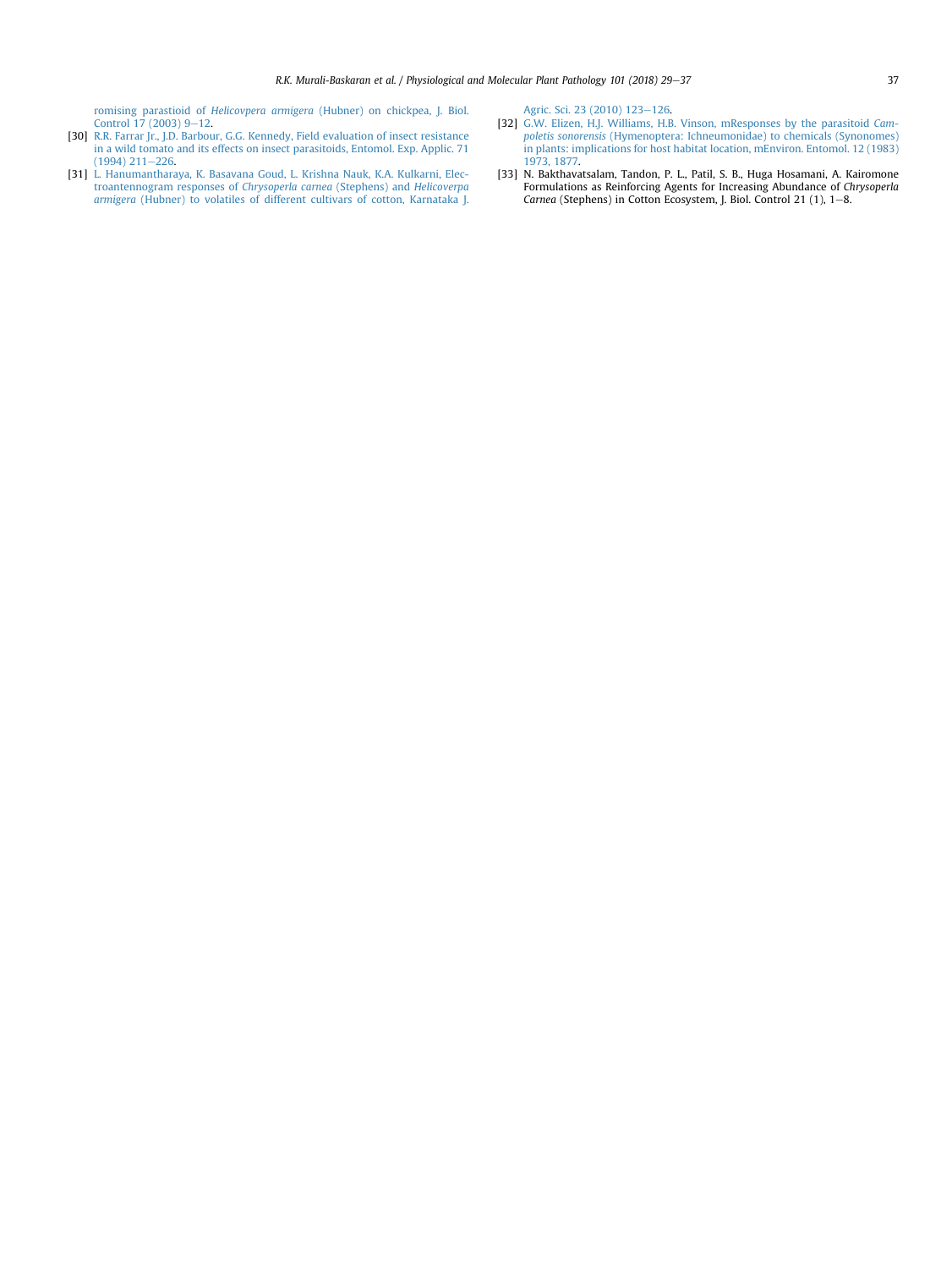romising parastioid of *Helicovpera armigera* (Hubner) on chickpea, J. Biol. Control 17 (2003) 9–12.

[30] R.R. Farrar Jr., J.D. Barbour, G.G. Kennedy, Field evaluation of insect resistance in a wild tomato and its effects on insect parasitoids, Entomol. Exp. Applic. 71 (1994) 211–226.

[31] L. Hanumantharaya, K. Basavana Goud, L. Krishna Nauk, K.A. Kulkarni, Electroantennogram responses of *Chrysoperla carnea* (Stephens) and *Helicoverpa armigera* (Hubner) to volatiles of different cultivars of cotton, Karnataka J. Agric. Sci. 23 (2010) 123–126.

[32] G.W. Elizen, H.J. Williams, H.B. Vinson, mResponses by the parasitoid *Campoletis sonorensis* (Hymenoptera: Ichneumonidae) to chemicals (Synonomes) in plants: implications for host habitat location, mEnviron. Entomol. 12 (1983) 1973, 1877.

[33] N. Bakthavatsalam, Tandon, P. L., Patil, S. B., Huga Hosamani, A. Kairomone Formulations as Reinforcing Agents for Increasing Abundance of *Chrysoperla Carnea* (Stephens) in Cotton Ecosystem, J. Biol. Control 21 (1), 1–8.